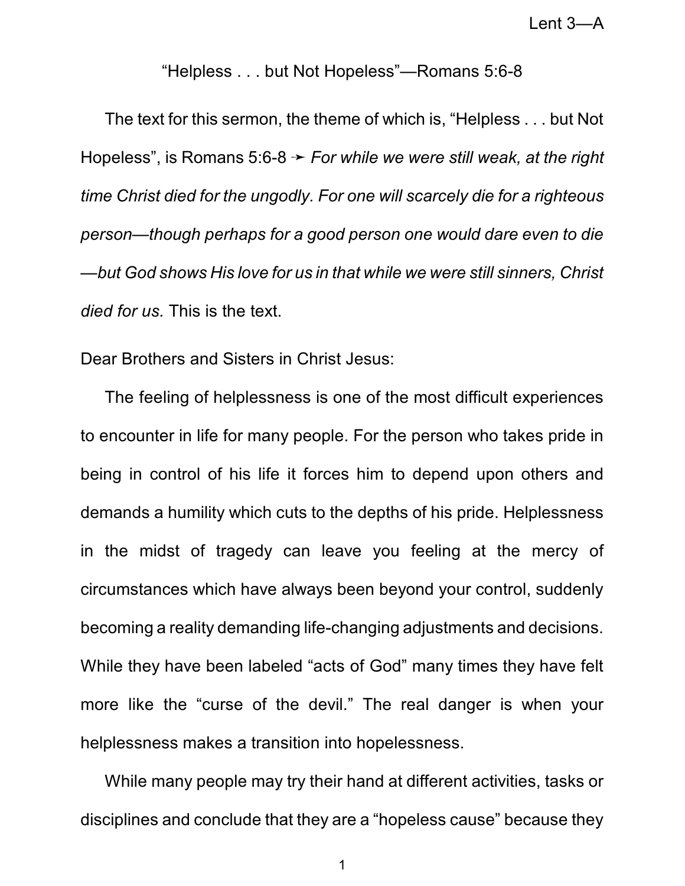Lent 3—A

# “Helpless . . . but Not Hopeless”—Romans 5:6-8

The text for this sermon, the theme of which is, “Helpless . . . but Not Hopeless”, is Romans 5:6-8 ➛ *For while we were still weak, at the right time Christ died for the ungodly. For one will scarcely die for a righteous person—though perhaps for a good person one would dare even to die—but God shows His love for us in that while we were still sinners, Christ died for us.* This is the text.

Dear Brothers and Sisters in Christ Jesus:

The feeling of helplessness is one of the most difficult experiences to encounter in life for many people. For the person who takes pride in being in control of his life it forces him to depend upon others and demands a humility which cuts to the depths of his pride. Helplessness in the midst of tragedy can leave you feeling at the mercy of circumstances which have always been beyond your control, suddenly becoming a reality demanding life-changing adjustments and decisions. While they have been labeled “acts of God” many times they have felt more like the “curse of the devil.” The real danger is when your helplessness makes a transition into hopelessness.

While many people may try their hand at different activities, tasks or disciplines and conclude that they are a “hopeless cause” because they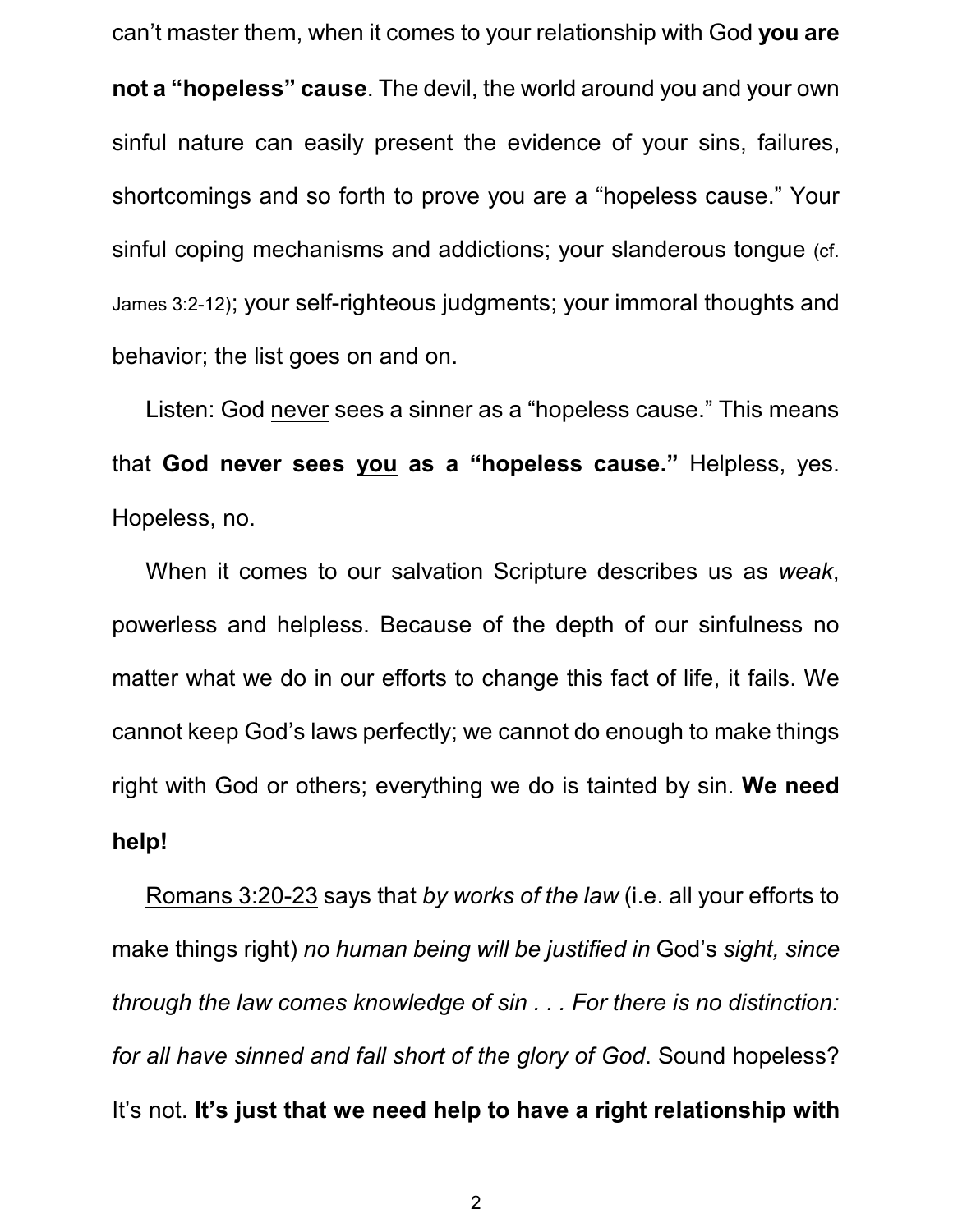can't master them, when it comes to your relationship with God **you are not a "hopeless" cause**. The devil, the world around you and your own sinful nature can easily present the evidence of your sins, failures, shortcomings and so forth to prove you are a "hopeless cause." Your sinful coping mechanisms and addictions; your slanderous tongue (cf. James 3:2-12); your self-righteous judgments; your immoral thoughts and behavior; the list goes on and on.

Listen: God <u>never</u> sees a sinner as a "hopeless cause." This means that **God never sees <u>you</u> as a "hopeless cause."** Helpless, yes. Hopeless, no.

When it comes to our salvation Scripture describes us as *weak*, powerless and helpless. Because of the depth of our sinfulness no matter what we do in our efforts to change this fact of life, it fails. We cannot keep God's laws perfectly; we cannot do enough to make things right with God or others; everything we do is tainted by sin. **We need help!**

<u>Romans 3:20-23</u> says that *by works of the law* (i.e. all your efforts to make things right) *no human being will be justified in* God's *sight, since through the law comes knowledge of sin . . . For there is no distinction: for all have sinned and fall short of the glory of God*. Sound hopeless? It's not. **It's just that we need help to have a right relationship with**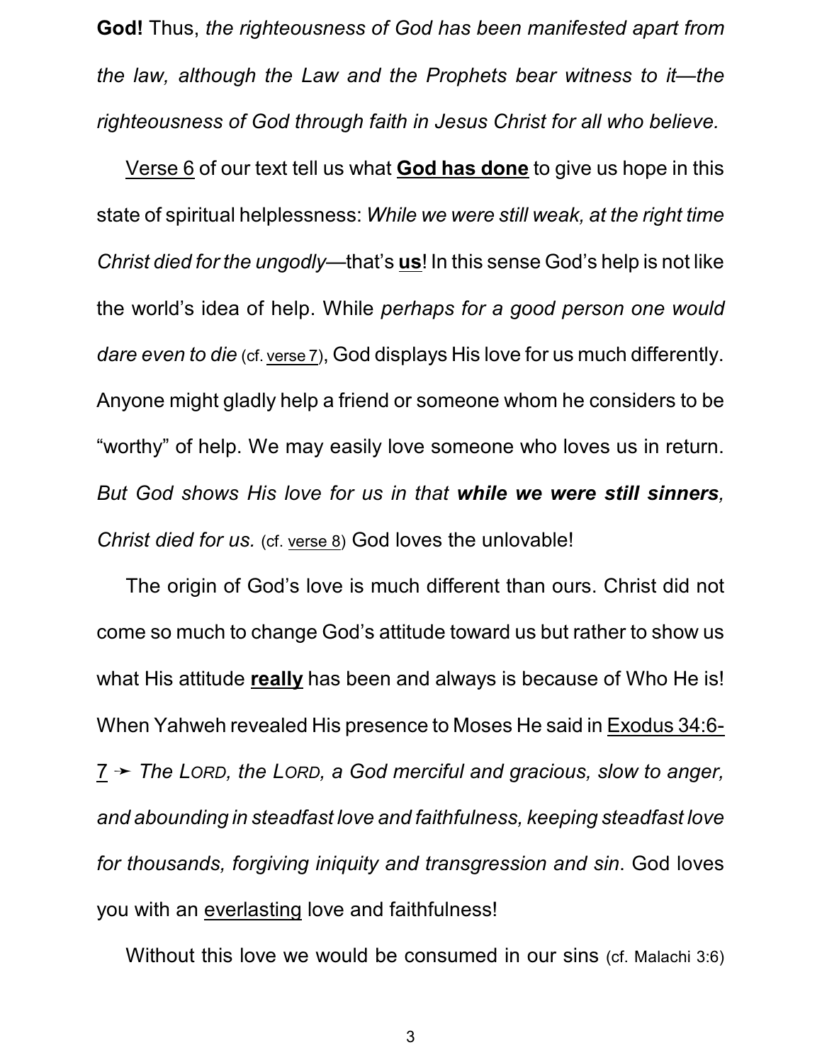**God!** Thus, *the righteousness of God has been manifested apart from the law, although the Law and the Prophets bear witness to it—the righteousness of God through faith in Jesus Christ for all who believe.*

Verse 6 of our text tell us what **God has done** to give us hope in this state of spiritual helplessness: *While we were still weak, at the right time Christ died for the ungodly*—that's **us**! In this sense God's help is not like the world's idea of help. While *perhaps for a good person one would dare even to die* (cf. verse 7), God displays His love for us much differently. Anyone might gladly help a friend or someone whom he considers to be "worthy" of help. We may easily love someone who loves us in return. *But God shows His love for us in that* ***while we were still sinners****, Christ died for us.* (cf. verse 8) God loves the unlovable!

The origin of God's love is much different than ours. Christ did not come so much to change God's attitude toward us but rather to show us what His attitude **really** has been and always is because of Who He is! When Yahweh revealed His presence to Moses He said in Exodus 34:6-7 ➛ *The LORD, the LORD, a God merciful and gracious, slow to anger, and abounding in steadfast love and faithfulness, keeping steadfast love for thousands, forgiving iniquity and transgression and sin*. God loves you with an everlasting love and faithfulness!

Without this love we would be consumed in our sins (cf. Malachi 3:6)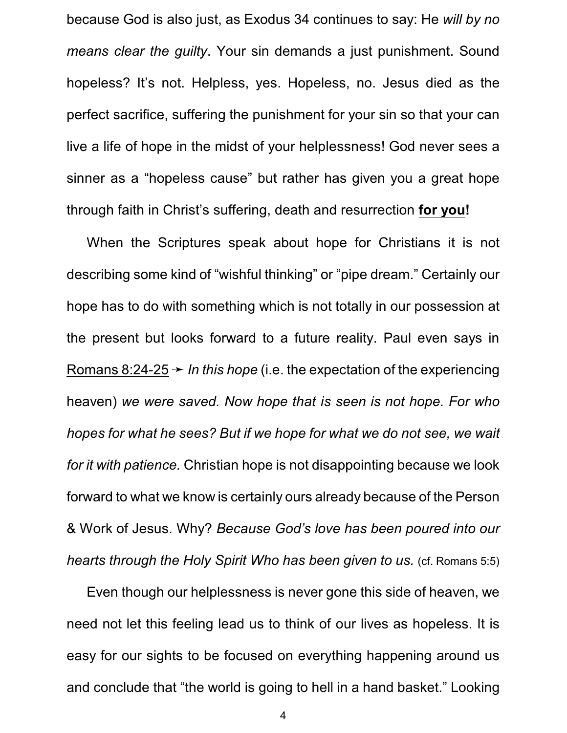because God is also just, as Exodus 34 continues to say: He *will by no means clear the guilty*. Your sin demands a just punishment. Sound hopeless? It's not. Helpless, yes. Hopeless, no. Jesus died as the perfect sacrifice, suffering the punishment for your sin so that your can live a life of hope in the midst of your helplessness! God never sees a sinner as a "hopeless cause" but rather has given you a great hope through faith in Christ's suffering, death and resurrection **<u>for you</u>!**

When the Scriptures speak about hope for Christians it is not describing some kind of "wishful thinking" or "pipe dream." Certainly our hope has to do with something which is not totally in our possession at the present but looks forward to a future reality. Paul even says in <u>Romans 8:24-25</u> ➛ *In this hope* (i.e. the expectation of the experiencing heaven) *we were saved. Now hope that is seen is not hope. For who hopes for what he sees? But if we hope for what we do not see, we wait for it with patience.* Christian hope is not disappointing because we look forward to what we know is certainly ours already because of the Person & Work of Jesus. Why? *Because God's love has been poured into our hearts through the Holy Spirit Who has been given to us.* (cf. Romans 5:5)

Even though our helplessness is never gone this side of heaven, we need not let this feeling lead us to think of our lives as hopeless. It is easy for our sights to be focused on everything happening around us and conclude that "the world is going to hell in a hand basket." Looking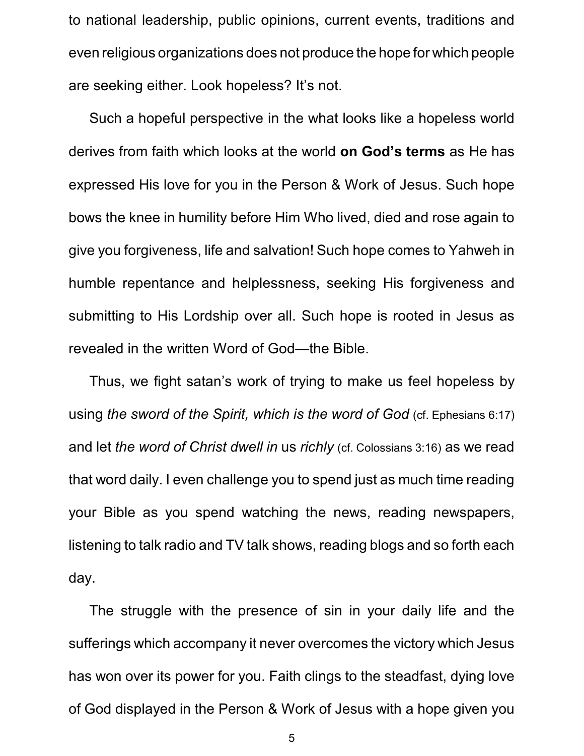to national leadership, public opinions, current events, traditions and even religious organizations does not produce the hope for which people are seeking either. Look hopeless? It's not.

Such a hopeful perspective in the what looks like a hopeless world derives from faith which looks at the world **on God's terms** as He has expressed His love for you in the Person & Work of Jesus. Such hope bows the knee in humility before Him Who lived, died and rose again to give you forgiveness, life and salvation! Such hope comes to Yahweh in humble repentance and helplessness, seeking His forgiveness and submitting to His Lordship over all. Such hope is rooted in Jesus as revealed in the written Word of God—the Bible.

Thus, we fight satan's work of trying to make us feel hopeless by using *the sword of the Spirit, which is the word of God* (cf. Ephesians 6:17) and let *the word of Christ dwell in* us *richly* (cf. Colossians 3:16) as we read that word daily. I even challenge you to spend just as much time reading your Bible as you spend watching the news, reading newspapers, listening to talk radio and TV talk shows, reading blogs and so forth each day.

The struggle with the presence of sin in your daily life and the sufferings which accompany it never overcomes the victory which Jesus has won over its power for you. Faith clings to the steadfast, dying love of God displayed in the Person & Work of Jesus with a hope given you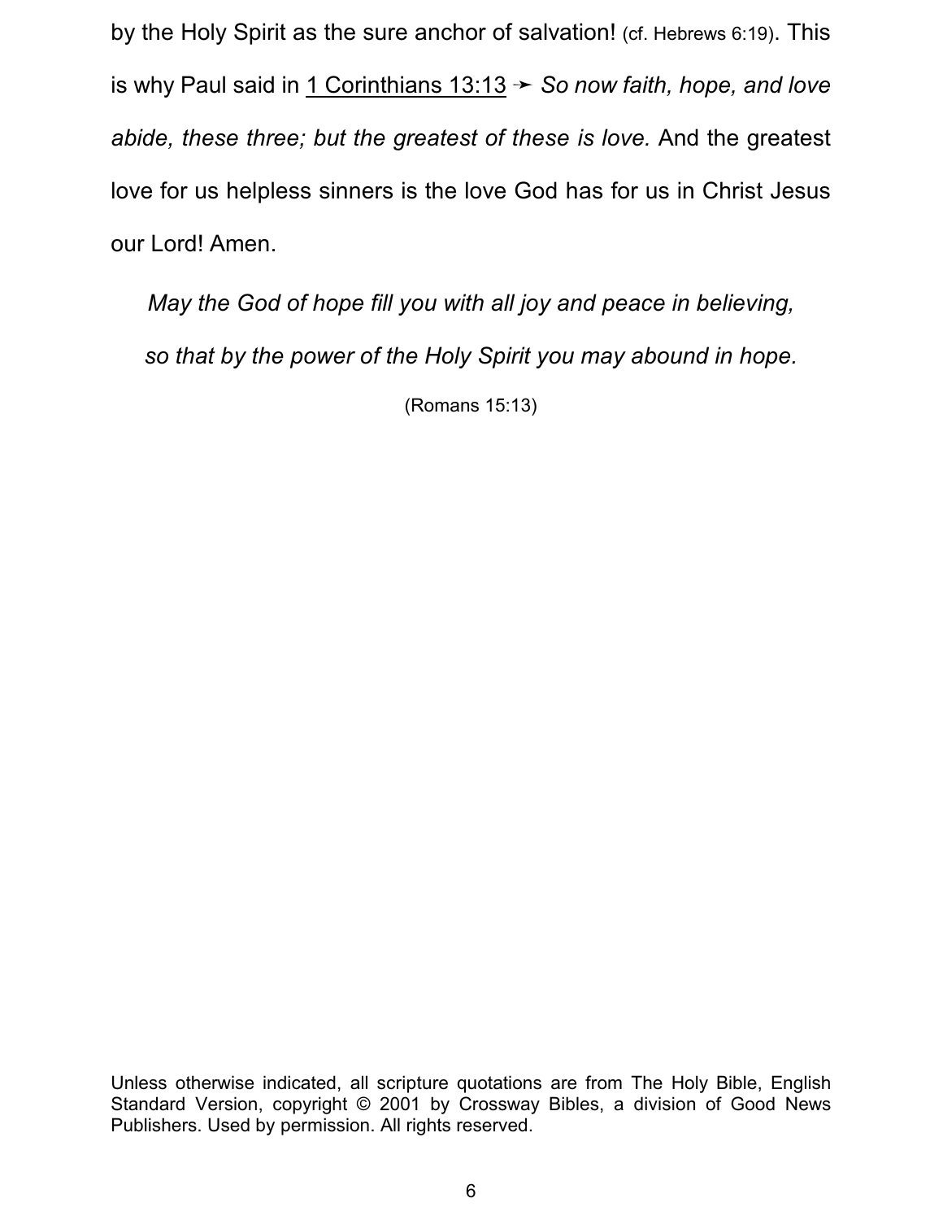by the Holy Spirit as the sure anchor of salvation! (cf. Hebrews 6:19). This is why Paul said in 1 Corinthians 13:13 ➛ *So now faith, hope, and love abide, these three; but the greatest of these is love.* And the greatest love for us helpless sinners is the love God has for us in Christ Jesus our Lord! Amen.

*May the God of hope fill you with all joy and peace in believing,*

*so that by the power of the Holy Spirit you may abound in hope.*

(Romans 15:13)

Unless otherwise indicated, all scripture quotations are from The Holy Bible, English Standard Version, copyright © 2001 by Crossway Bibles, a division of Good News Publishers. Used by permission. All rights reserved.